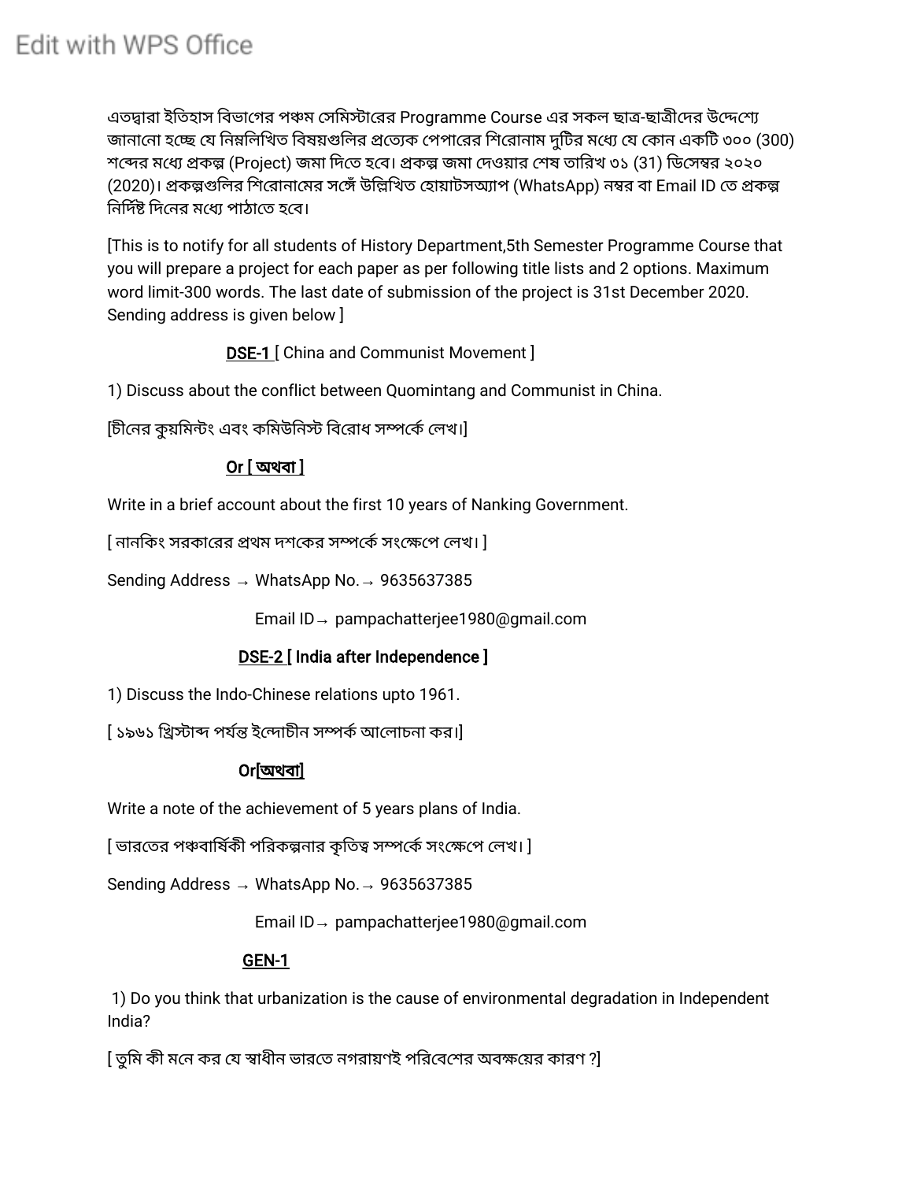এতদ্বারা ইতিহাস বিভাগের পঞ্চম সেমিস্টারের Programme Course এর সকল ছাত্র-ছাত্রীদের উদ্দেশ্যে জানানো হচ্ছে যে নিম্নলিখিত বিষয়গুলির প্রত্যেক পেপারের শিরোনাম দুটির মধ্যে যে কোন একটি ৩০০ (300) শব্দের মধ্যে প্রকল্প (Project) জমা দিতে হবে। প্রকল্প জমা দেওয়ার শেষ তারিখ ৩১ (31) ডিসেম্বর ২০২০ (2020)। প্রকল্পগুলির শিরোনামের সঙ্গে উল্লিখিত হোয়াটসঅ্যাপ (WhatsApp) নম্বর বা Email ID তে প্রকল্প নির্দিষ্ট দিনের মধ্যে পাঠাতে হবে।

[This is to notify for all students of History Department,5th Semester Programme Course that you will prepare a project for each paper as per following title lists and 2 options. Maximum word limit-300 words. The last date of submission of the project is 31st December 2020. Sending address is given below ]

**DSE-1** [ China and Communist Movement ]

1) Discuss about the conflict between Quomintang and Communist in China.

[চীনের কুয়মিন্টং এবং কমিউনিস্ট বিরোধ সম্পর্কে লেখ।]

**Or [ অথবা ]**

Write in a brief account about the first 10 years of Nanking Government.

[ নানকিং সরকারের প্রথম দশকের সম্পর্কে সংক্ষেপে লেখ। ]

Sending Address → WhatsApp No.→ 9635637385

Email ID→ pampachatterjee1980@gmail.com

**DSE-2 [ India after Independence ]**

1) Discuss the Indo-Chinese relations upto 1961.

[ ১৯৬১ খ্রিস্টাব্দ পর্যন্ত ইন্দোচীন সম্পর্ক আলোচনা কর।]

**Or[অথবা]**

Write a note of the achievement of 5 years plans of India.

[ ভারতের পঞ্চবার্ষিকী পরিকল্পনার কৃতিত্ব সম্পর্কে সংক্ষেপে লেখ। ]

Sending Address → WhatsApp No.→ 9635637385

Email ID→ pampachatterjee1980@gmail.com

**GEN-1**

1) Do you think that urbanization is the cause of environmental degradation in Independent India?

[ তুমি কী মনে কর যে স্বাধীন ভারতে নগরায়ণই পরিবেশের অবক্ষয়ের কারণ ?]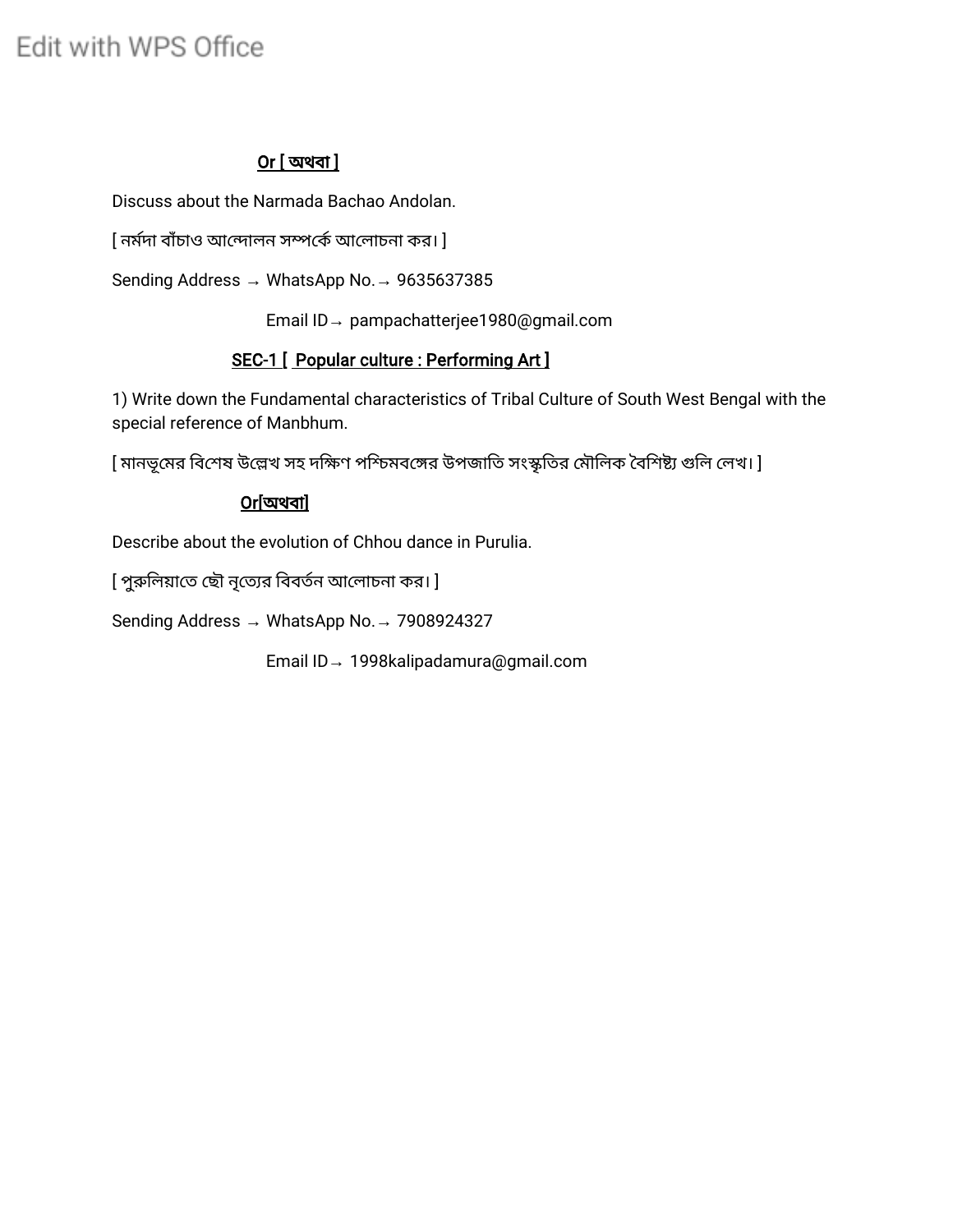**Or [ অথবা ]**

Discuss about the Narmada Bachao Andolan.

[ নর্মদা বাঁচাও আন্দোলন সম্পর্কে আলোচনা কর। ]

Sending Address → WhatsApp No.→ 9635637385

Email ID→ pampachatterjee1980@gmail.com

## SEC-1 [ Popular culture : Performing Art ]

1) Write down the Fundamental characteristics of Tribal Culture of South West Bengal with the special reference of Manbhum.

[ মানভূমের বিশেষ উল্লেখ সহ দক্ষিণ পশ্চিমবঙ্গের উপজাতি সংস্কৃতির মৌলিক বৈশিষ্ট্য গুলি লেখ। ]

**Or[অথবা]**

Describe about the evolution of Chhou dance in Purulia.

[ পুরুলিয়াতে ছৌ নৃত্যের বিবর্তন আলোচনা কর। ]

Sending Address → WhatsApp No.→ 7908924327

Email ID→ 1998kalipadamura@gmail.com